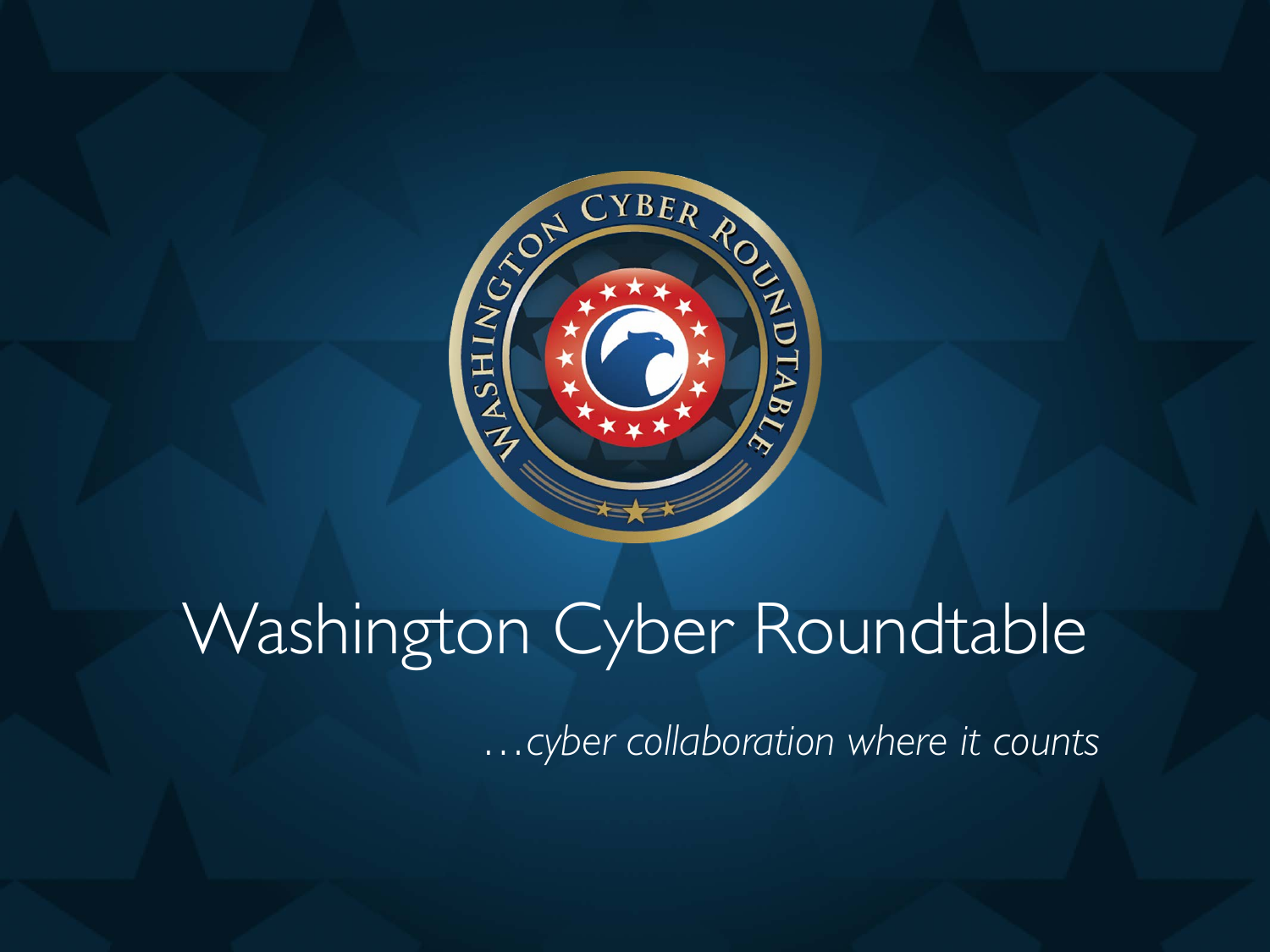# Washington Cyber Roundtable

*…cyber collaboration where it counts*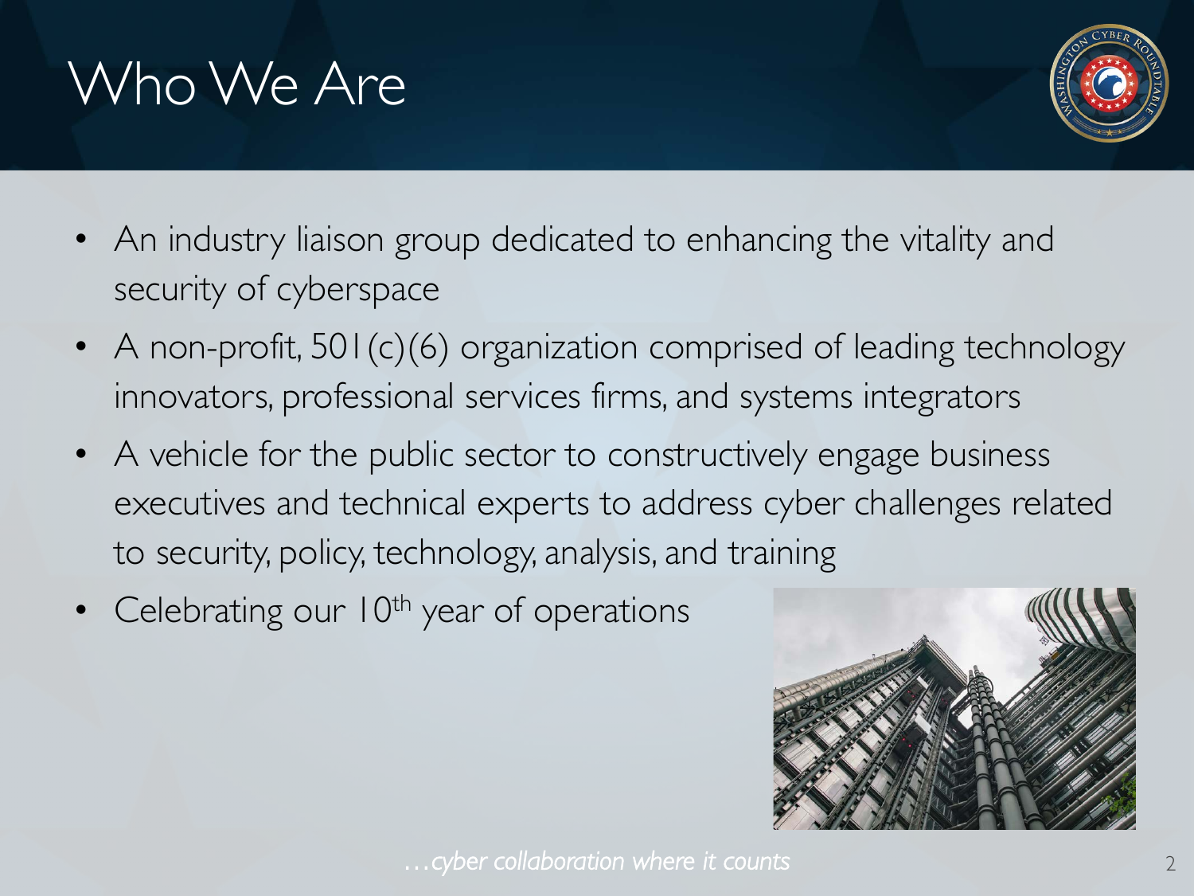# Who We Are

- An industry liaison group dedicated to enhancing the vitality and security of cyberspace
- A non-profit, 501(c)(6) organization comprised of leading technology innovators, professional services firms, and systems integrators
- A vehicle for the public sector to constructively engage business executives and technical experts to address cyber challenges related to security, policy, technology, analysis, and training
- Celebrating our 10th year of operations

*…cyber collaboration where it counts*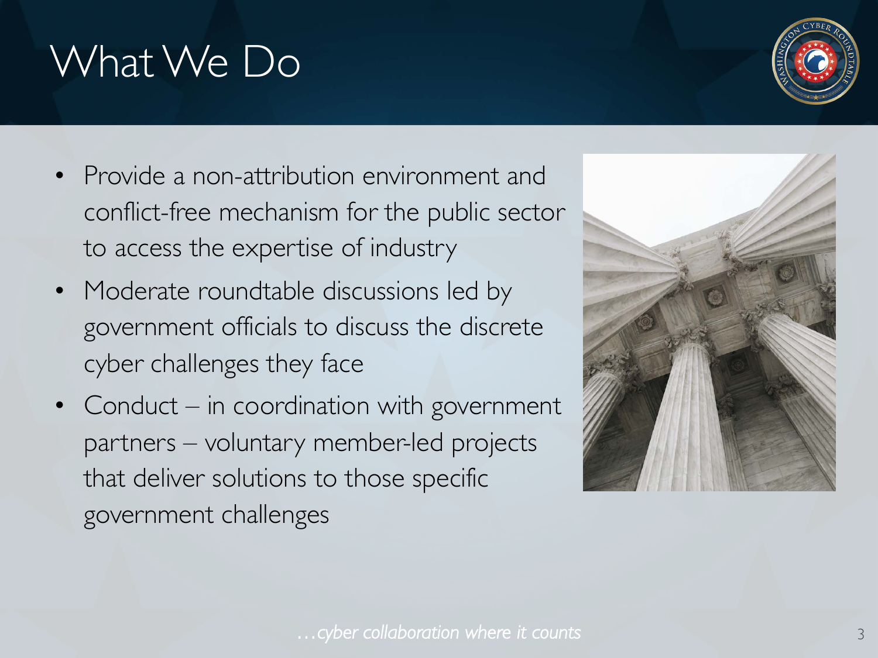# What We Do

- Provide a non-attribution environment and conflict-free mechanism for the public sector to access the expertise of industry
- Moderate roundtable discussions led by government officials to discuss the discrete cyber challenges they face
- Conduct – in coordination with government partners – voluntary member-led projects that deliver solutions to those specific government challenges

*…cyber collaboration where it counts*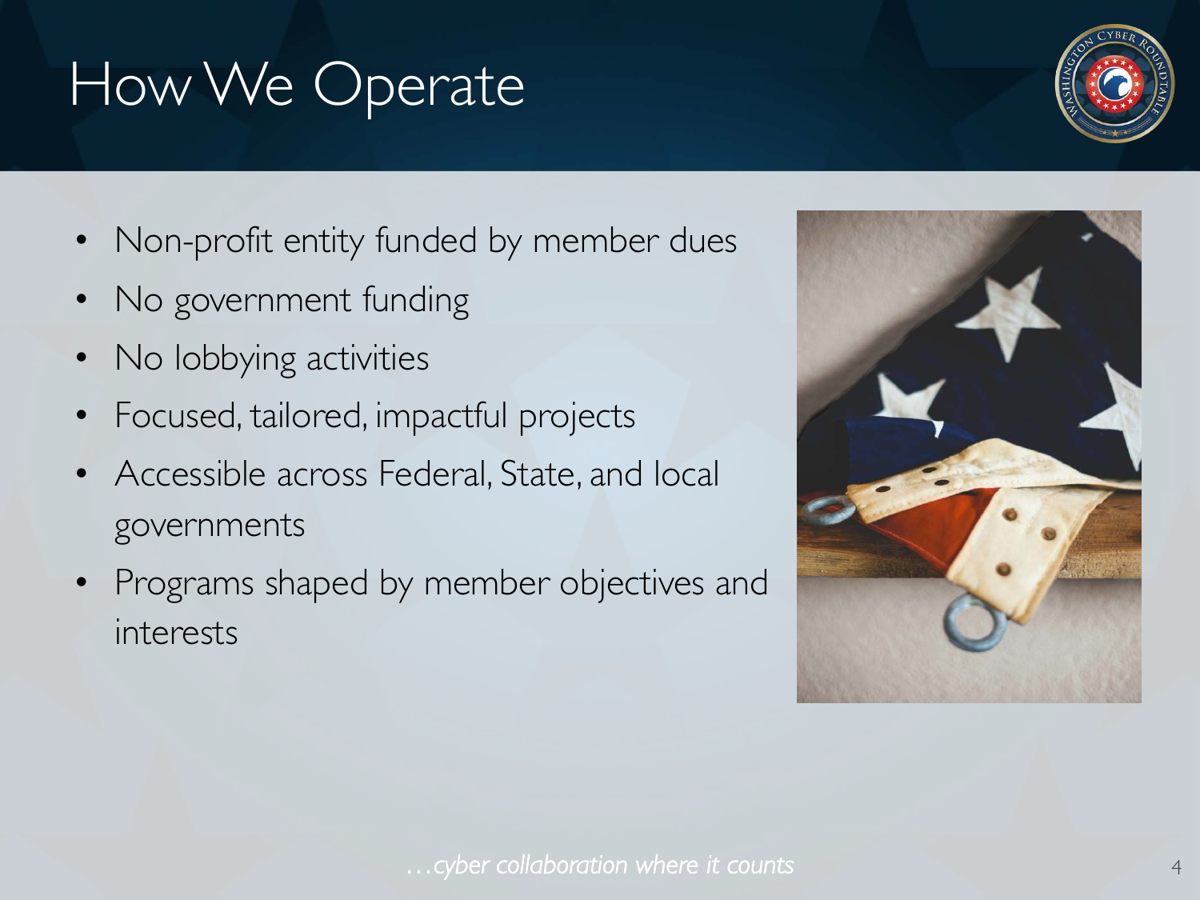# How We Operate

- Non-profit entity funded by member dues
- No government funding
- No lobbying activities
- Focused, tailored, impactful projects
- Accessible across Federal, State, and local governments
- Programs shaped by member objectives and interests

*…cyber collaboration where it counts*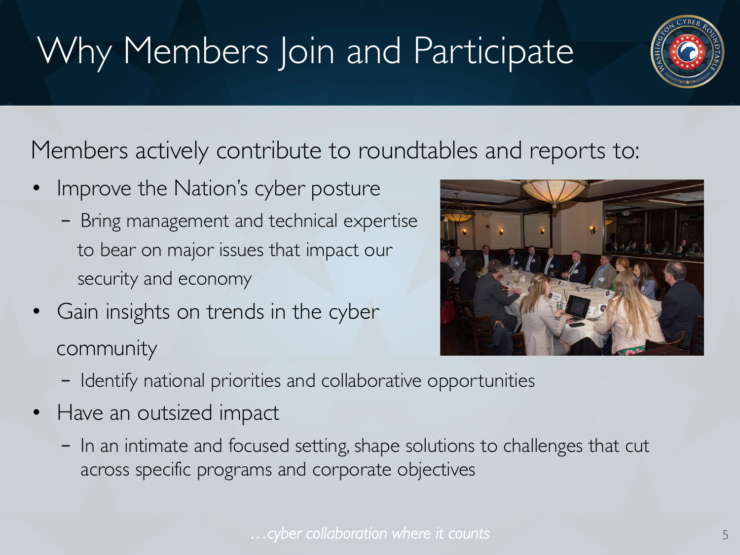# Why Members Join and Participate

Members actively contribute to roundtables and reports to:

- Improve the Nation's cyber posture
  - Bring management and technical expertise to bear on major issues that impact our security and economy
- Gain insights on trends in the cyber community
  - Identify national priorities and collaborative opportunities
- Have an outsized impact
  - In an intimate and focused setting, shape solutions to challenges that cut across specific programs and corporate objectives

*…cyber collaboration where it counts*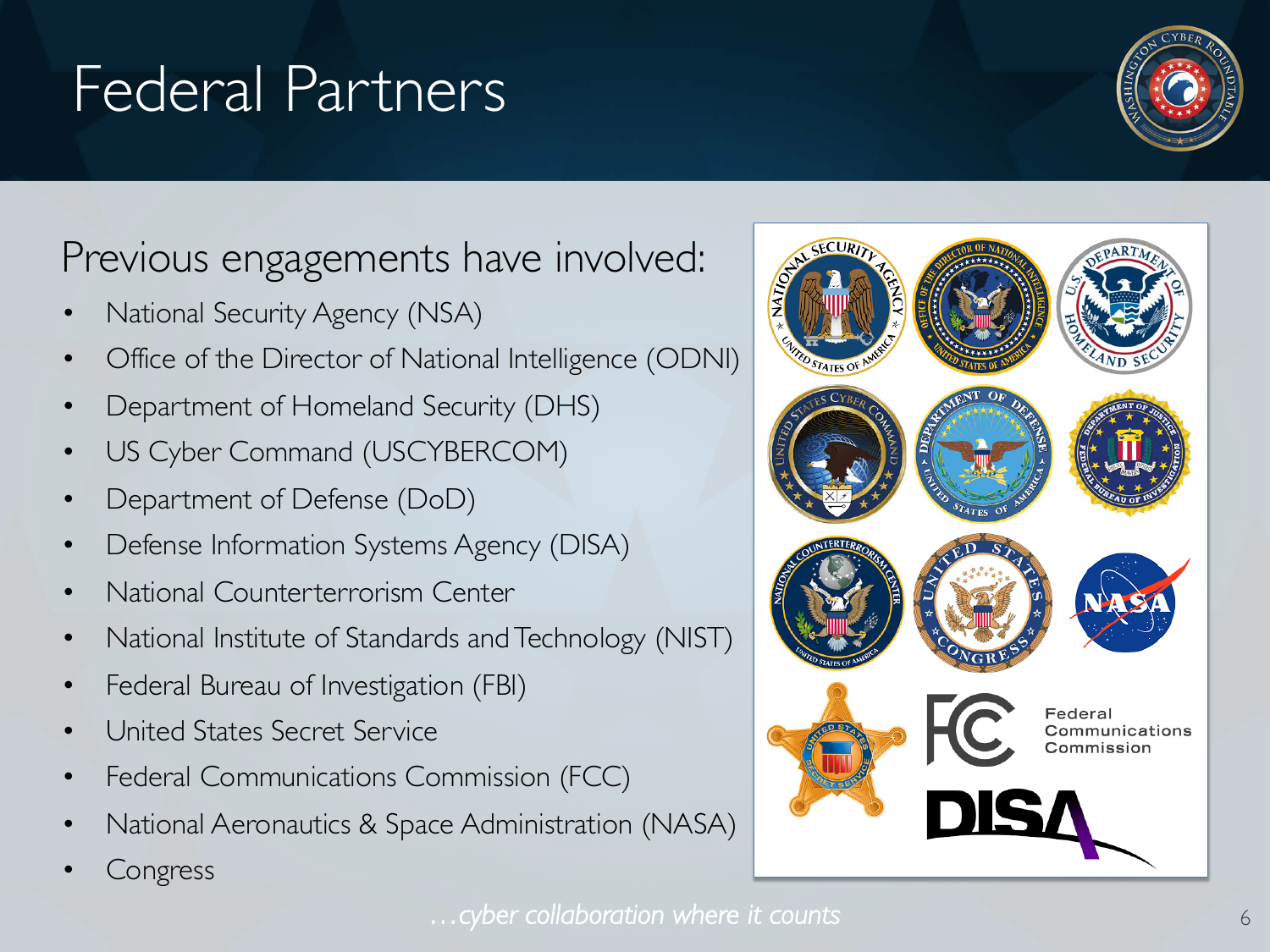# Federal Partners

## Previous engagements have involved:

- National Security Agency (NSA)
- Office of the Director of National Intelligence (ODNI)
- Department of Homeland Security (DHS)
- US Cyber Command (USCYBERCOM)
- Department of Defense (DoD)
- Defense Information Systems Agency (DISA)
- National Counterterrorism Center
- National Institute of Standards and Technology (NIST)
- Federal Bureau of Investigation (FBI)
- United States Secret Service
- Federal Communications Commission (FCC)
- National Aeronautics & Space Administration (NASA)
- Congress

*…cyber collaboration where it counts*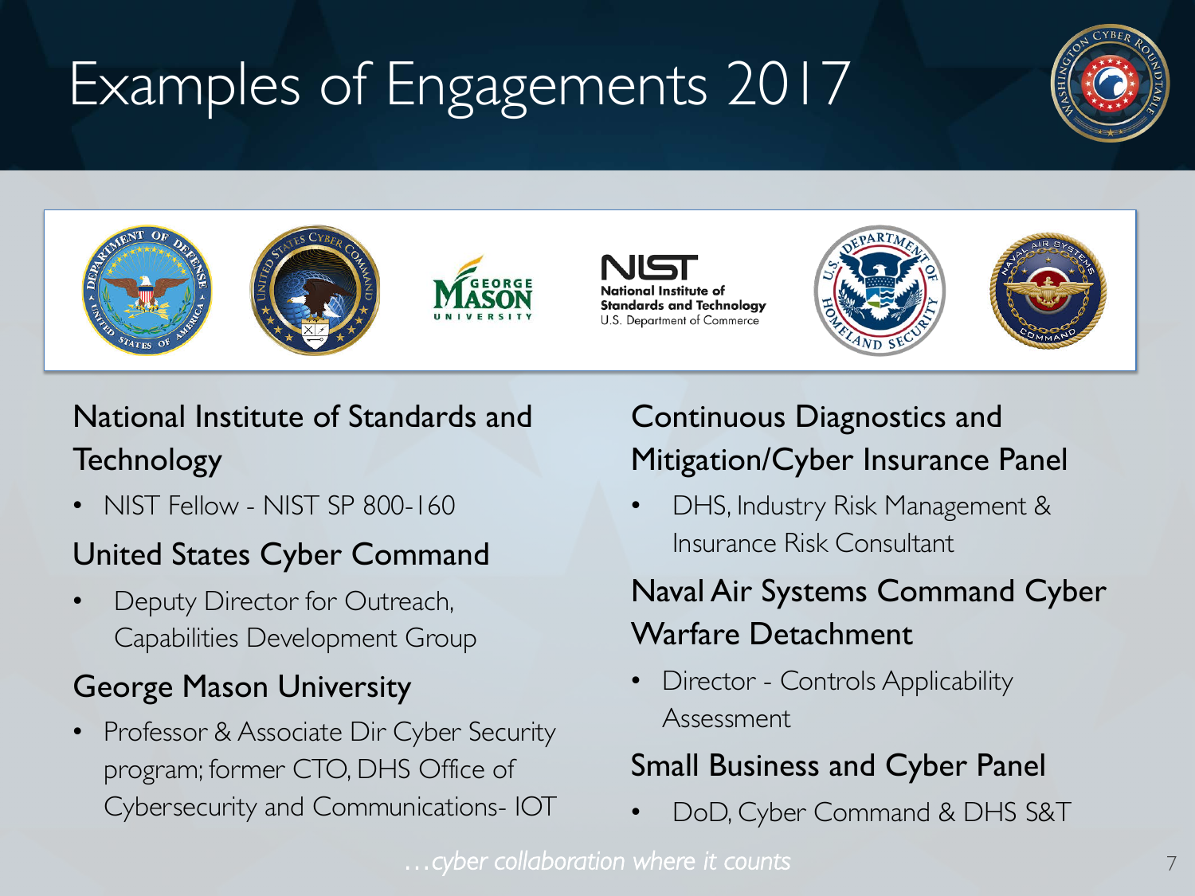# Examples of Engagements 2017

## National Institute of Standards and Technology

- NIST Fellow - NIST SP 800-160

## United States Cyber Command

- Deputy Director for Outreach, Capabilities Development Group

## George Mason University

- Professor & Associate Dir Cyber Security program; former CTO, DHS Office of Cybersecurity and Communications- IOT

## Continuous Diagnostics and Mitigation/Cyber Insurance Panel

- DHS, Industry Risk Management & Insurance Risk Consultant

## Naval Air Systems Command Cyber Warfare Detachment

- Director - Controls Applicability Assessment

## Small Business and Cyber Panel

- DoD, Cyber Command & DHS S&T

*…cyber collaboration where it counts*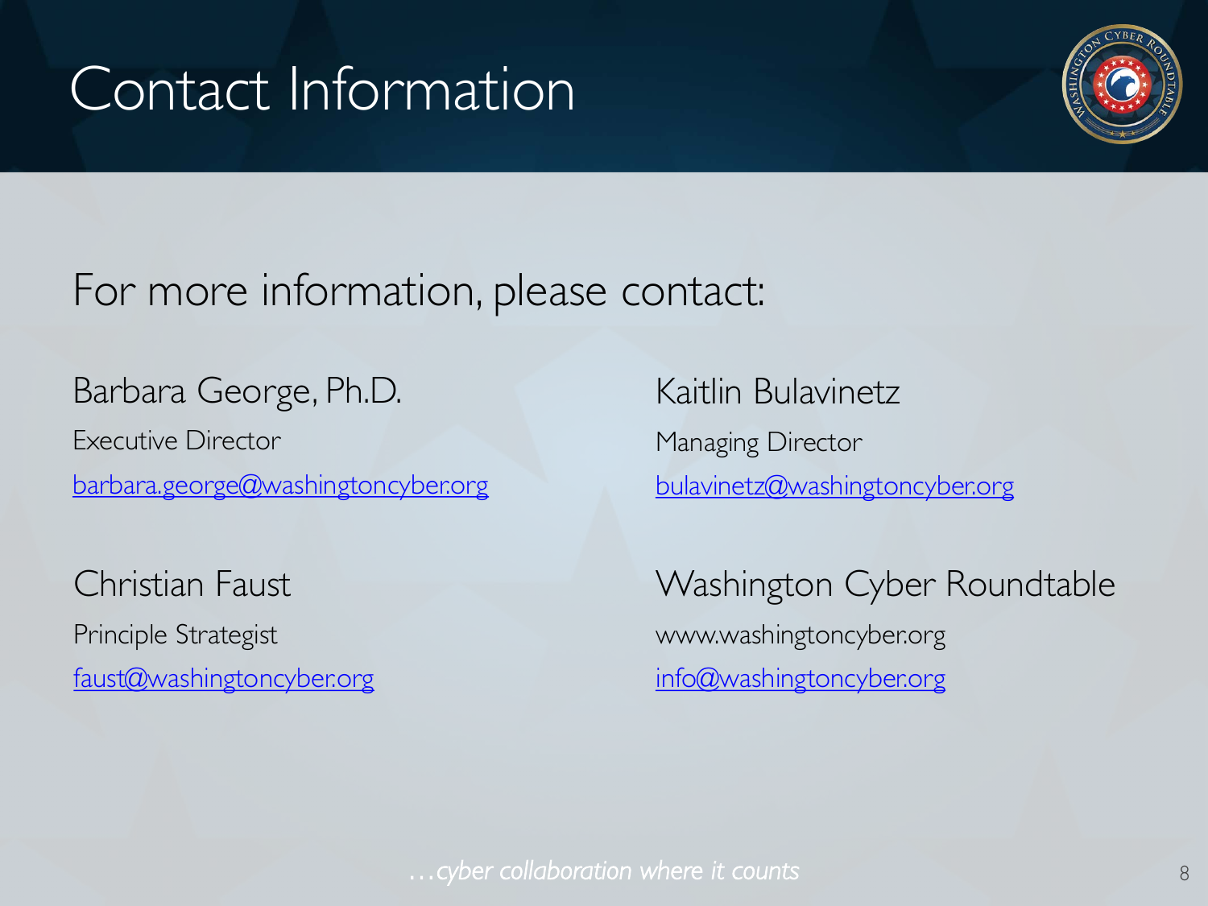# Contact Information

For more information, please contact:

Barbara George, Ph.D.

Executive Director

barbara.george@washingtoncyber.org

Kaitlin Bulavinetz

Managing Director

bulavinetz@washingtoncyber.org

Christian Faust

Principle Strategist

faust@washingtoncyber.org

Washington Cyber Roundtable

www.washingtoncyber.org

info@washingtoncyber.org

*…cyber collaboration where it counts*